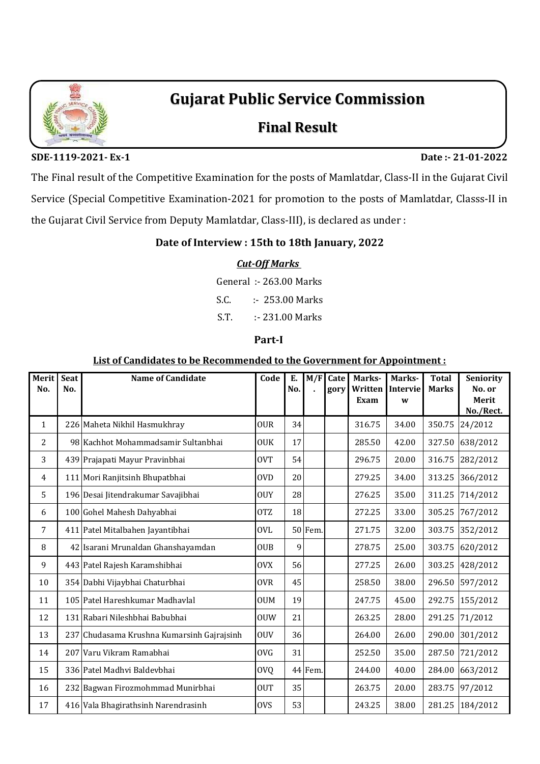# Gujarat Public Service Commission

## Final Result

**SDE-1119-2021- Ex-1** **Date :- 21-01-2022**

The Final result of the Competitive Examination for the posts of Mamlatdar, Class-II in the Gujarat Civil Service (Special Competitive Examination-2021 for promotion to the posts of Mamlatdar, Classs-II in the Gujarat Civil Service from Deputy Mamlatdar, Class-III), is declared as under :

**Date of Interview : 15th to 18th January, 2022**

***Cut-Off Marks***

General :- 263.00 Marks

S.C. :- 253.00 Marks

S.T. :- 231.00 Marks

**Part-I**

**List of Candidates to be Recommended to the Government for Appointment :**

| Merit No. | Seat No. | Name of Candidate | Code | E. No. | M/F. | Category | Marks-Written Exam | Marks-Interview | Total Marks | Seniority No. or Merit No./Rect. |
|---|---|---|---|---|---|---|---|---|---|---|
| 1 | 226 | Maheta Nikhil Hasmukhray | OUR | 34 | | | 316.75 | 34.00 | 350.75 | 24/2012 |
| 2 | 98 | Kachhot Mohammadsamir Sultanbhai | OUK | 17 | | | 285.50 | 42.00 | 327.50 | 638/2012 |
| 3 | 439 | Prajapati Mayur Pravinbhai | OVT | 54 | | | 296.75 | 20.00 | 316.75 | 282/2012 |
| 4 | 111 | Mori Ranjitsinh Bhupatbhai | OVD | 20 | | | 279.25 | 34.00 | 313.25 | 366/2012 |
| 5 | 196 | Desai Jitendrakumar Savajibhai | OUY | 28 | | | 276.25 | 35.00 | 311.25 | 714/2012 |
| 6 | 100 | Gohel Mahesh Dahyabhai | OTZ | 18 | | | 272.25 | 33.00 | 305.25 | 767/2012 |
| 7 | 411 | Patel Mitalbahen Jayantibhai | OVL | 50 | Fem. | | 271.75 | 32.00 | 303.75 | 352/2012 |
| 8 | 42 | Isarani Mrunaldan Ghanshayamdan | OUB | 9 | | | 278.75 | 25.00 | 303.75 | 620/2012 |
| 9 | 443 | Patel Rajesh Karamshibhai | OVX | 56 | | | 277.25 | 26.00 | 303.25 | 428/2012 |
| 10 | 354 | Dabhi Vijaybhai Chaturbhai | OVR | 45 | | | 258.50 | 38.00 | 296.50 | 597/2012 |
| 11 | 105 | Patel Hareshkumar Madhavlal | OUM | 19 | | | 247.75 | 45.00 | 292.75 | 155/2012 |
| 12 | 131 | Rabari Nileshbhai Babubhai | OUW | 21 | | | 263.25 | 28.00 | 291.25 | 71/2012 |
| 13 | 237 | Chudasama Krushna Kumarsinh Gajrajsinh | OUV | 36 | | | 264.00 | 26.00 | 290.00 | 301/2012 |
| 14 | 207 | Varu Vikram Ramabhai | OVG | 31 | | | 252.50 | 35.00 | 287.50 | 721/2012 |
| 15 | 336 | Patel Madhvi Baldevbhai | OVQ | 44 | Fem. | | 244.00 | 40.00 | 284.00 | 663/2012 |
| 16 | 232 | Bagwan Firozmohmmad Munirbhai | OUT | 35 | | | 263.75 | 20.00 | 283.75 | 97/2012 |
| 17 | 416 | Vala Bhagirathsinh Narendrasinh | OVS | 53 | | | 243.25 | 38.00 | 281.25 | 184/2012 |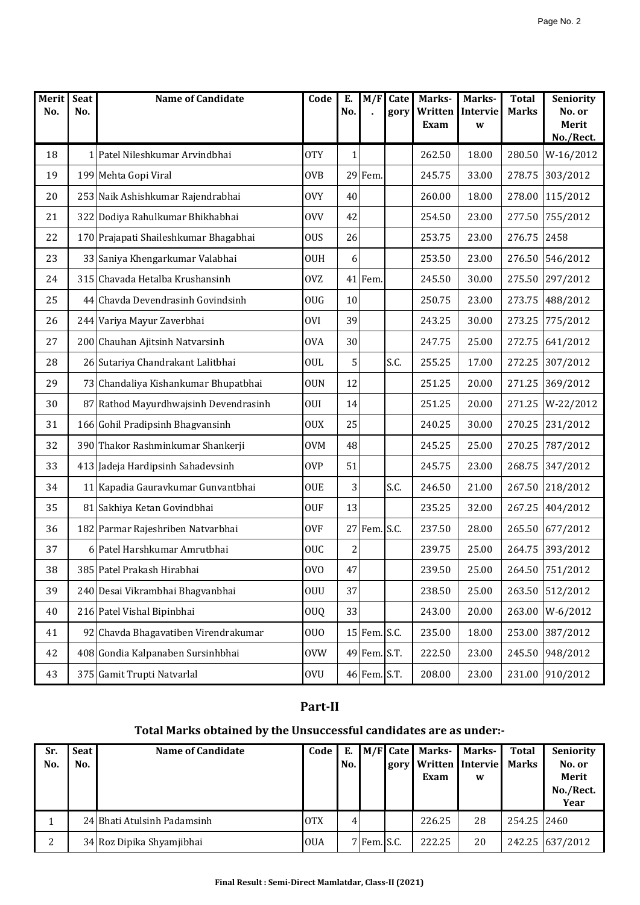| Merit No. | Seat No. | Name of Candidate | Code | E. No. | M/F. | Category | Marks-Written Exam | Marks-Interview | Total Marks | Seniority No. or Merit No./Rect. |
|---|---|---|---|---|---|---|---|---|---|---|
| 18 | 1 | Patel Nileshkumar Arvindbhai | OTY | 1 | | | 262.50 | 18.00 | 280.50 | W-16/2012 |
| 19 | 199 | Mehta Gopi Viral | OVB | 29 | Fem. | | 245.75 | 33.00 | 278.75 | 303/2012 |
| 20 | 253 | Naik Ashishkumar Rajendrabhai | OVY | 40 | | | 260.00 | 18.00 | 278.00 | 115/2012 |
| 21 | 322 | Dodiya Rahulkumar Bhikhabhai | OVV | 42 | | | 254.50 | 23.00 | 277.50 | 755/2012 |
| 22 | 170 | Prajapati Shaileshkumar Bhagabhai | OUS | 26 | | | 253.75 | 23.00 | 276.75 | 2458 |
| 23 | 33 | Saniya Khengarkumar Valabhai | OUH | 6 | | | 253.50 | 23.00 | 276.50 | 546/2012 |
| 24 | 315 | Chavada Hetalba Krushansinh | OVZ | 41 | Fem. | | 245.50 | 30.00 | 275.50 | 297/2012 |
| 25 | 44 | Chavda Devendrasinh Govindsinh | OUG | 10 | | | 250.75 | 23.00 | 273.75 | 488/2012 |
| 26 | 244 | Variya Mayur Zaverbhai | OVI | 39 | | | 243.25 | 30.00 | 273.25 | 775/2012 |
| 27 | 200 | Chauhan Ajitsinh Natvarsinh | OVA | 30 | | | 247.75 | 25.00 | 272.75 | 641/2012 |
| 28 | 26 | Sutariya Chandrakant Lalitbhai | OUL | 5 | | S.C. | 255.25 | 17.00 | 272.25 | 307/2012 |
| 29 | 73 | Chandaliya Kishankumar Bhupatbhai | OUN | 12 | | | 251.25 | 20.00 | 271.25 | 369/2012 |
| 30 | 87 | Rathod Mayurdhwajsinh Devendrasinh | OUI | 14 | | | 251.25 | 20.00 | 271.25 | W-22/2012 |
| 31 | 166 | Gohil Pradipsinh Bhagvansinh | OUX | 25 | | | 240.25 | 30.00 | 270.25 | 231/2012 |
| 32 | 390 | Thakor Rashminkumar Shankerji | OVM | 48 | | | 245.25 | 25.00 | 270.25 | 787/2012 |
| 33 | 413 | Jadeja Hardipsinh Sahadevsinh | OVP | 51 | | | 245.75 | 23.00 | 268.75 | 347/2012 |
| 34 | 11 | Kapadia Gauravkumar Gunvantbhai | OUE | 3 | | S.C. | 246.50 | 21.00 | 267.50 | 218/2012 |
| 35 | 81 | Sakhiya Ketan Govindbhai | OUF | 13 | | | 235.25 | 32.00 | 267.25 | 404/2012 |
| 36 | 182 | Parmar Rajeshriben Natvarbhai | OVF | 27 | Fem. | S.C. | 237.50 | 28.00 | 265.50 | 677/2012 |
| 37 | 6 | Patel Harshkumar Amrutbhai | OUC | 2 | | | 239.75 | 25.00 | 264.75 | 393/2012 |
| 38 | 385 | Patel Prakash Hirabhai | OVO | 47 | | | 239.50 | 25.00 | 264.50 | 751/2012 |
| 39 | 240 | Desai Vikrambhai Bhagvanbhai | OUU | 37 | | | 238.50 | 25.00 | 263.50 | 512/2012 |
| 40 | 216 | Patel Vishal Bipinbhai | OUQ | 33 | | | 243.00 | 20.00 | 263.00 | W-6/2012 |
| 41 | 92 | Chavda Bhagavatiben Virendrakumar | OUO | 15 | Fem. | S.C. | 235.00 | 18.00 | 253.00 | 387/2012 |
| 42 | 408 | Gondia Kalpanaben Sursinhbhai | OVW | 49 | Fem. | S.T. | 222.50 | 23.00 | 245.50 | 948/2012 |
| 43 | 375 | Gamit Trupti Natvarlal | OVU | 46 | Fem. | S.T. | 208.00 | 23.00 | 231.00 | 910/2012 |

## Part-II

### Total Marks obtained by the Unsuccessful candidates are as under:-

| Sr. No. | Seat No. | Name of Candidate | Code | E. No. | M/F | Category | Marks-Written Exam | Marks-Interview | Total Marks | Seniority No. or Merit No./Rect. Year |
|---|---|---|---|---|---|---|---|---|---|---|
| 1 | 24 | Bhati Atulsinh Padamsinh | OTX | 4 | | | 226.25 | 28 | 254.25 | 2460 |
| 2 | 34 | Roz Dipika Shyamjibhai | OUA | 7 | Fem. | S.C. | 222.25 | 20 | 242.25 | 637/2012 |

**Final Result : Semi-Direct Mamlatdar, Class-II (2021)**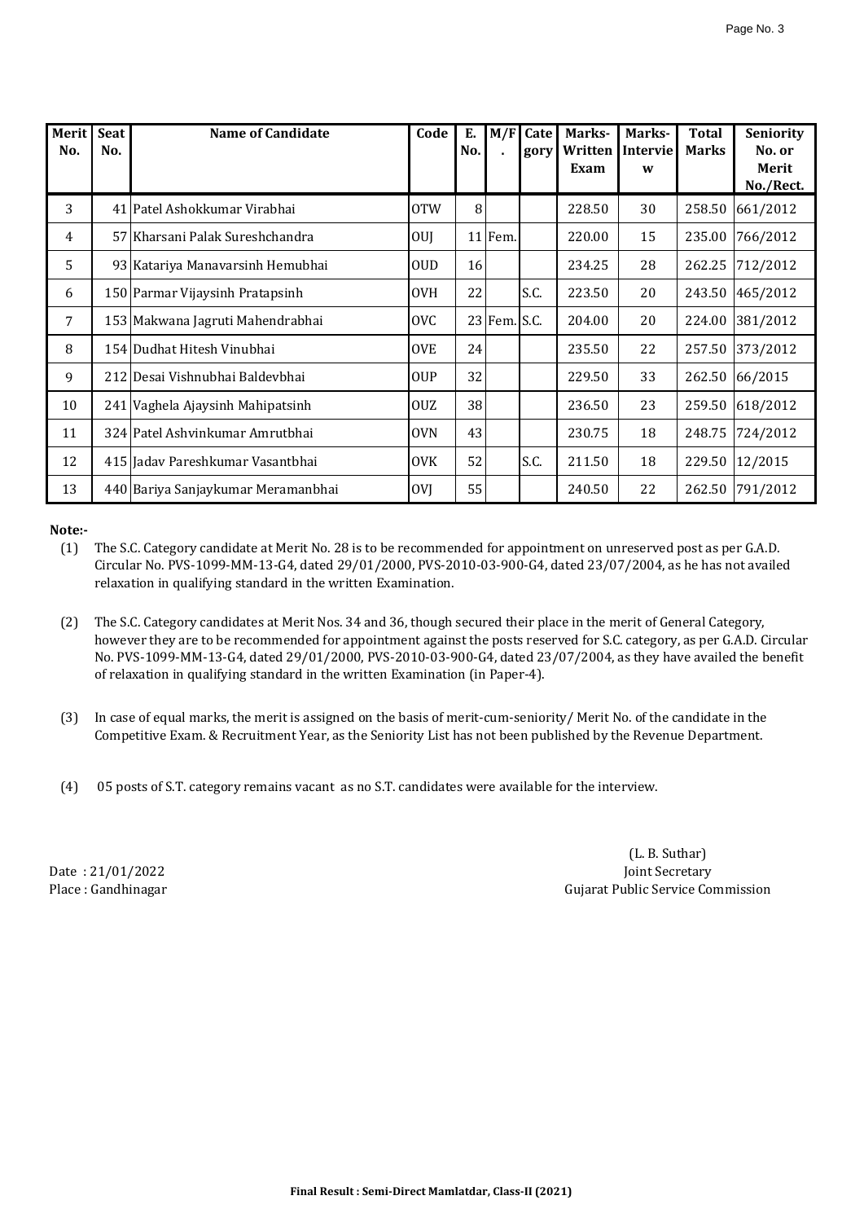| Merit No. | Seat No. | Name of Candidate | Code | E. No. | M/F. | Category | Marks-Written Exam | Marks-Interview | Total Marks | Seniority No. or Merit No./Rect. |
|---|---|---|---|---|---|---|---|---|---|---|
| 3 | 41 | Patel Ashokkumar Virabhai | OTW | 8 | | | 228.50 | 30 | 258.50 | 661/2012 |
| 4 | 57 | Kharsani Palak Sureshchandra | OUJ | 11 | Fem. | | 220.00 | 15 | 235.00 | 766/2012 |
| 5 | 93 | Katariya Manavarsinh Hemubhai | OUD | 16 | | | 234.25 | 28 | 262.25 | 712/2012 |
| 6 | 150 | Parmar Vijaysinh Pratapsinh | OVH | 22 | | S.C. | 223.50 | 20 | 243.50 | 465/2012 |
| 7 | 153 | Makwana Jagruti Mahendrabhai | OVC | 23 | Fem. | S.C. | 204.00 | 20 | 224.00 | 381/2012 |
| 8 | 154 | Dudhat Hitesh Vinubhai | OVE | 24 | | | 235.50 | 22 | 257.50 | 373/2012 |
| 9 | 212 | Desai Vishnubhai Baldevbhai | OUP | 32 | | | 229.50 | 33 | 262.50 | 66/2015 |
| 10 | 241 | Vaghela Ajaysinh Mahipatsinh | OUZ | 38 | | | 236.50 | 23 | 259.50 | 618/2012 |
| 11 | 324 | Patel Ashvinkumar Amrutbhai | OVN | 43 | | | 230.75 | 18 | 248.75 | 724/2012 |
| 12 | 415 | Jadav Pareshkumar Vasantbhai | OVK | 52 | | S.C. | 211.50 | 18 | 229.50 | 12/2015 |
| 13 | 440 | Bariya Sanjaykumar Meramanbhai | OVJ | 55 | | | 240.50 | 22 | 262.50 | 791/2012 |

**Note:-**

(1) The S.C. Category candidate at Merit No. 28 is to be recommended for appointment on unreserved post as per G.A.D. Circular No. PVS-1099-MM-13-G4, dated 29/01/2000, PVS-2010-03-900-G4, dated 23/07/2004, as he has not availed relaxation in qualifying standard in the written Examination.

(2) The S.C. Category candidates at Merit Nos. 34 and 36, though secured their place in the merit of General Category, however they are to be recommended for appointment against the posts reserved for S.C. category, as per G.A.D. Circular No. PVS-1099-MM-13-G4, dated 29/01/2000, PVS-2010-03-900-G4, dated 23/07/2004, as they have availed the benefit of relaxation in qualifying standard in the written Examination (in Paper-4).

(3) In case of equal marks, the merit is assigned on the basis of merit-cum-seniority/ Merit No. of the candidate in the Competitive Exam. & Recruitment Year, as the Seniority List has not been published by the Revenue Department.

(4) 05 posts of S.T. category remains vacant as no S.T. candidates were available for the interview.

Date : 21/01/2022
Place : Gandhinagar

(L. B. Suthar)
Joint Secretary
Gujarat Public Service Commission

**Final Result : Semi-Direct Mamlatdar, Class-II (2021)**